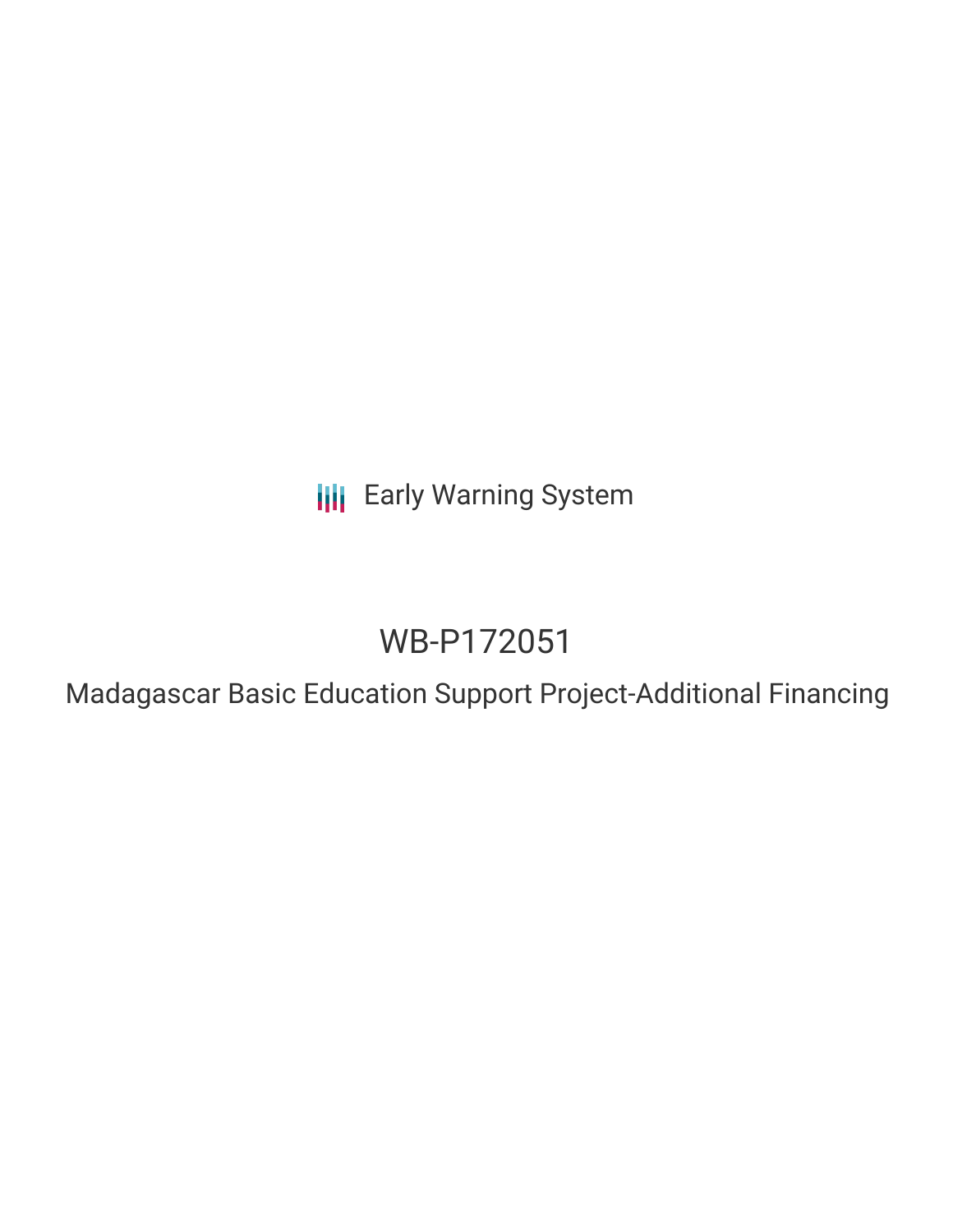Early Warning System

# WB-P172051

## Madagascar Basic Education Support Project-Additional Financing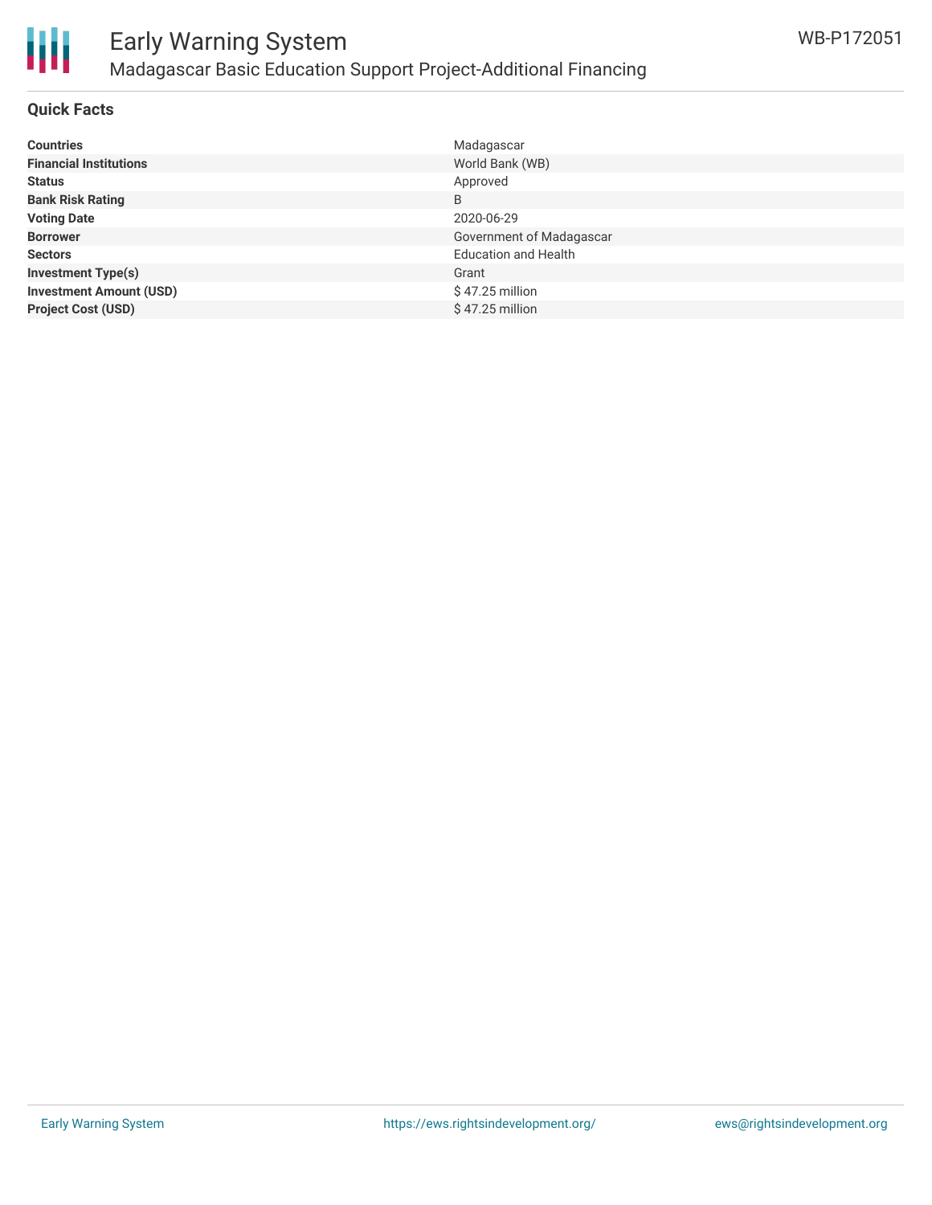# Early Warning System

## Madagascar Basic Education Support Project-Additional Financing

WB-P172051

### Quick Facts

| | |
|---|---|
| **Countries** | Madagascar |
| **Financial Institutions** | World Bank (WB) |
| **Status** | Approved |
| **Bank Risk Rating** | B |
| **Voting Date** | 2020-06-29 |
| **Borrower** | Government of Madagascar |
| **Sectors** | Education and Health |
| **Investment Type(s)** | Grant |
| **Investment Amount (USD)** | $ 47.25 million |
| **Project Cost (USD)** | $ 47.25 million |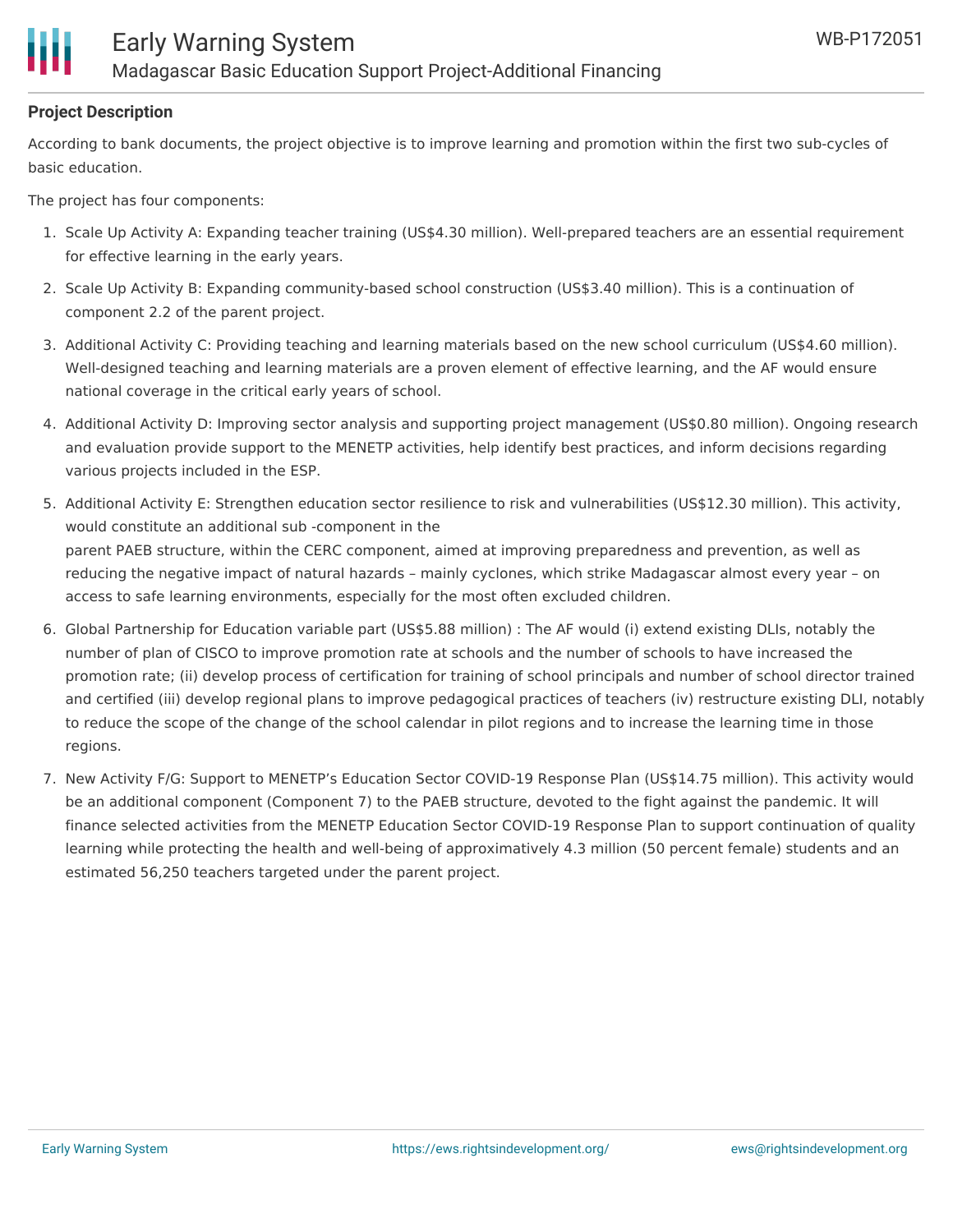## Project Description

According to bank documents, the project objective is to improve learning and promotion within the first two sub-cycles of basic education.

The project has four components:

1. Scale Up Activity A: Expanding teacher training (US$4.30 million). Well-prepared teachers are an essential requirement for effective learning in the early years.
2. Scale Up Activity B: Expanding community-based school construction (US$3.40 million). This is a continuation of component 2.2 of the parent project.
3. Additional Activity C: Providing teaching and learning materials based on the new school curriculum (US$4.60 million). Well-designed teaching and learning materials are a proven element of effective learning, and the AF would ensure national coverage in the critical early years of school.
4. Additional Activity D: Improving sector analysis and supporting project management (US$0.80 million). Ongoing research and evaluation provide support to the MENETP activities, help identify best practices, and inform decisions regarding various projects included in the ESP.
5. Additional Activity E: Strengthen education sector resilience to risk and vulnerabilities (US$12.30 million). This activity, would constitute an additional sub -component in the parent PAEB structure, within the CERC component, aimed at improving preparedness and prevention, as well as reducing the negative impact of natural hazards – mainly cyclones, which strike Madagascar almost every year – on access to safe learning environments, especially for the most often excluded children.
6. Global Partnership for Education variable part (US$5.88 million) : The AF would (i) extend existing DLIs, notably the number of plan of CISCO to improve promotion rate at schools and the number of schools to have increased the promotion rate; (ii) develop process of certification for training of school principals and number of school director trained and certified (iii) develop regional plans to improve pedagogical practices of teachers (iv) restructure existing DLI, notably to reduce the scope of the change of the school calendar in pilot regions and to increase the learning time in those regions.
7. New Activity F/G: Support to MENETP's Education Sector COVID-19 Response Plan (US$14.75 million). This activity would be an additional component (Component 7) to the PAEB structure, devoted to the fight against the pandemic. It will finance selected activities from the MENETP Education Sector COVID-19 Response Plan to support continuation of quality learning while protecting the health and well-being of approximatively 4.3 million (50 percent female) students and an estimated 56,250 teachers targeted under the parent project.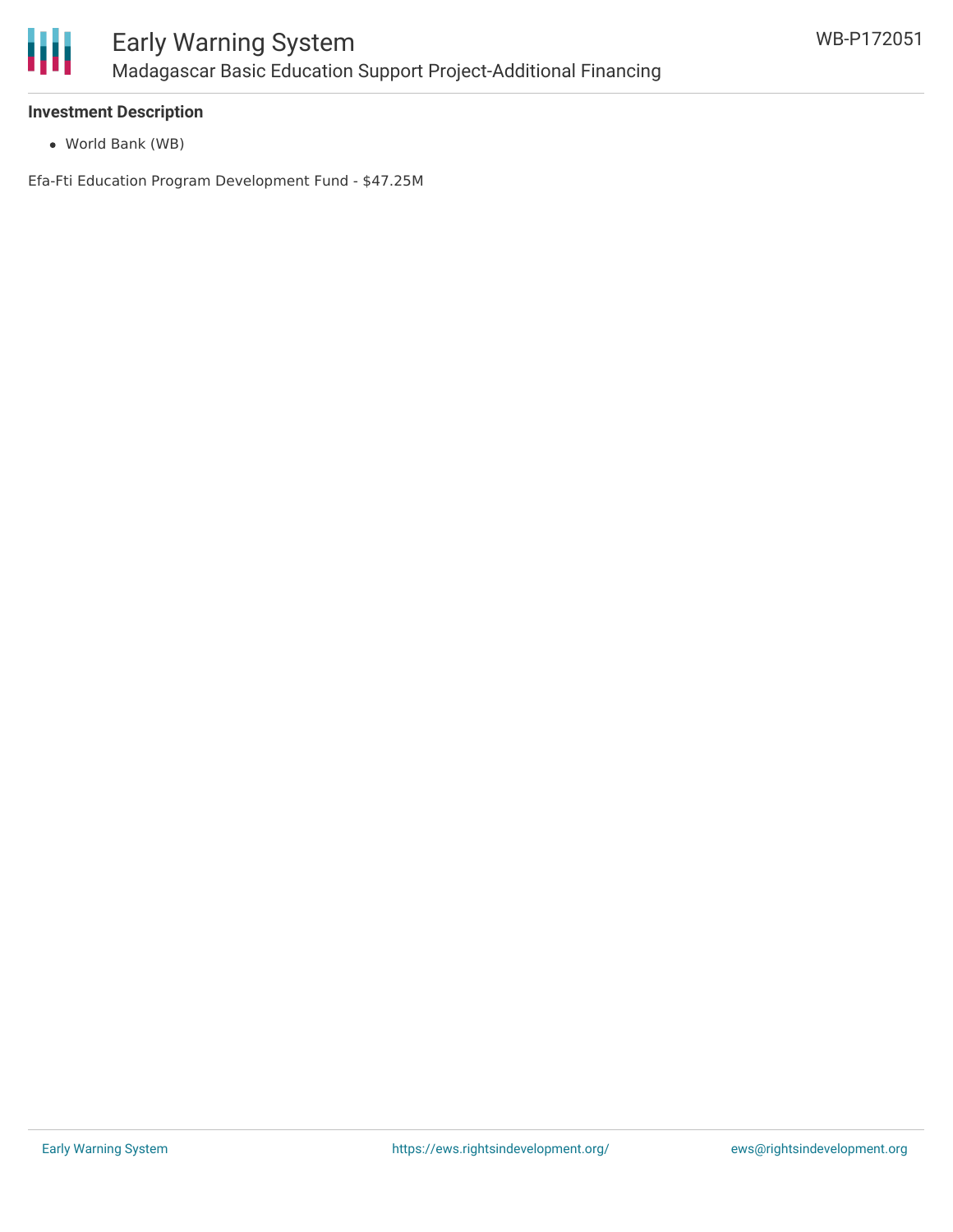### Investment Description

- World Bank (WB)

Efa-Fti Education Program Development Fund - $47.25M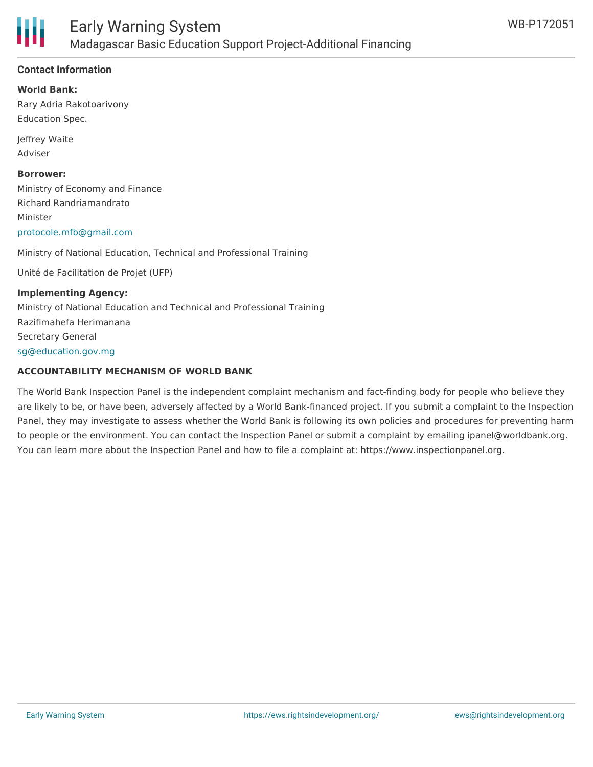### Contact Information

**World Bank:**

Rary Adria Rakotoarivony
Education Spec.

Jeffrey Waite
Adviser

**Borrower:**

Ministry of Economy and Finance
Richard Randriamandrato
Minister
protocole.mfb@gmail.com

Ministry of National Education, Technical and Professional Training

Unité de Facilitation de Projet (UFP)

**Implementing Agency:**

Ministry of National Education and Technical and Professional Training
Razifimahefa Herimanana
Secretary General
sg@education.gov.mg

**ACCOUNTABILITY MECHANISM OF WORLD BANK**

The World Bank Inspection Panel is the independent complaint mechanism and fact-finding body for people who believe they are likely to be, or have been, adversely affected by a World Bank-financed project. If you submit a complaint to the Inspection Panel, they may investigate to assess whether the World Bank is following its own policies and procedures for preventing harm to people or the environment. You can contact the Inspection Panel or submit a complaint by emailing ipanel@worldbank.org. You can learn more about the Inspection Panel and how to file a complaint at: https://www.inspectionpanel.org.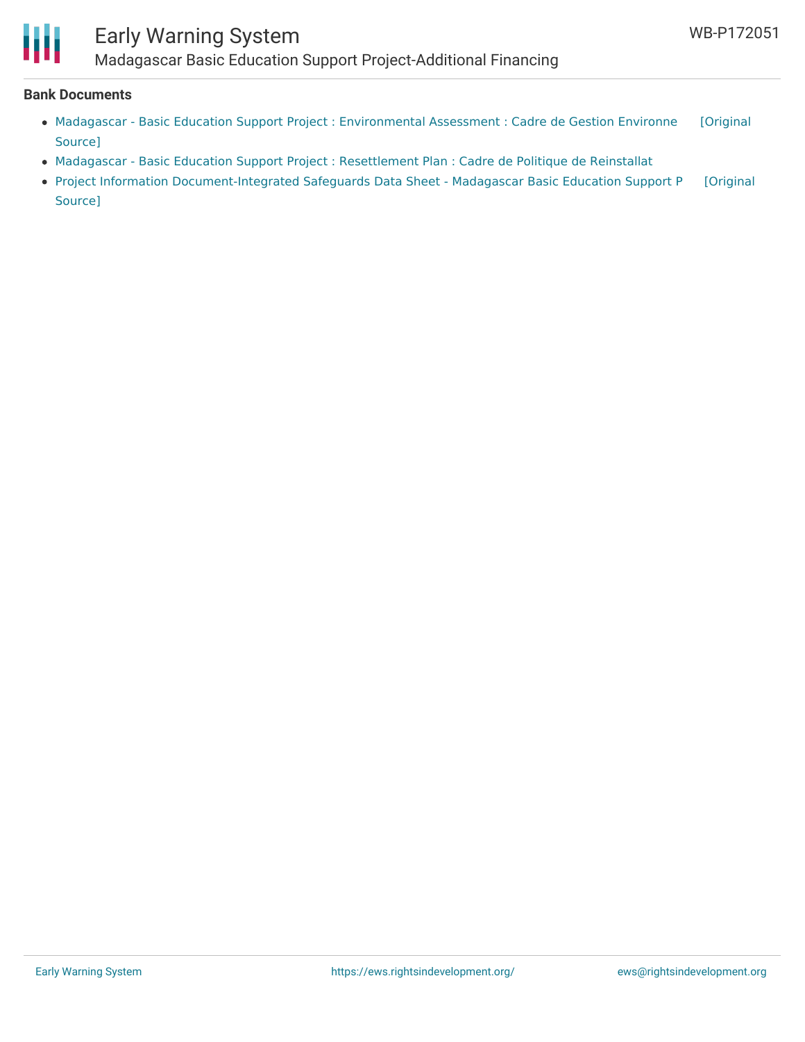**Bank Documents**

- Madagascar - Basic Education Support Project : Environmental Assessment : Cadre de Gestion Environne [Original Source]
- Madagascar - Basic Education Support Project : Resettlement Plan : Cadre de Politique de Reinstallat
- Project Information Document-Integrated Safeguards Data Sheet - Madagascar Basic Education Support P [Original Source]